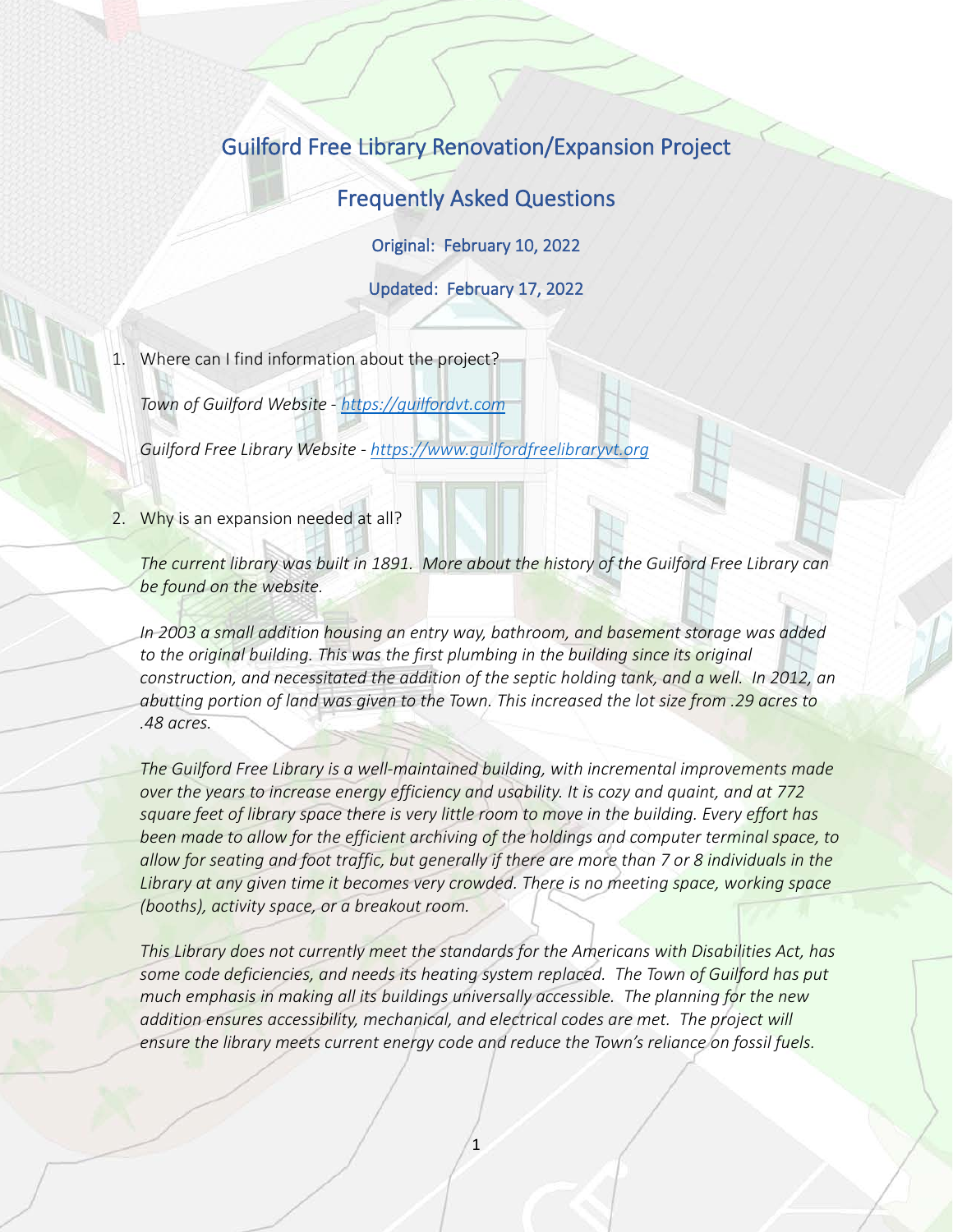# Guilford Free Library Renovation/Expansion Project

## Frequently Asked Questions

Original: February 10, 2022

Updated: February 17, 2022

1. Where can I find information about the project?

   *Town of Guilford Website - [https://guilfordvt.com](https://guilfordvt.com)*

   *Guilford Free Library Website - [https://www.guilfordfreelibraryvt.org](https://www.guilfordfreelibraryvt.org)*

2. Why is an expansion needed at all?

   *The current library was built in 1891. More about the history of the Guilford Free Library can be found on the website.*

   *In 2003 a small addition housing an entry way, bathroom, and basement storage was added to the original building. This was the first plumbing in the building since its original construction, and necessitated the addition of the septic holding tank, and a well. In 2012, an abutting portion of land was given to the Town. This increased the lot size from .29 acres to .48 acres.*

   *The Guilford Free Library is a well-maintained building, with incremental improvements made over the years to increase energy efficiency and usability. It is cozy and quaint, and at 772 square feet of library space there is very little room to move in the building. Every effort has been made to allow for the efficient archiving of the holdings and computer terminal space, to allow for seating and foot traffic, but generally if there are more than 7 or 8 individuals in the Library at any given time it becomes very crowded. There is no meeting space, working space (booths), activity space, or a breakout room.*

   *This Library does not currently meet the standards for the Americans with Disabilities Act, has some code deficiencies, and needs its heating system replaced. The Town of Guilford has put much emphasis in making all its buildings universally accessible. The planning for the new addition ensures accessibility, mechanical, and electrical codes are met. The project will ensure the library meets current energy code and reduce the Town's reliance on fossil fuels.*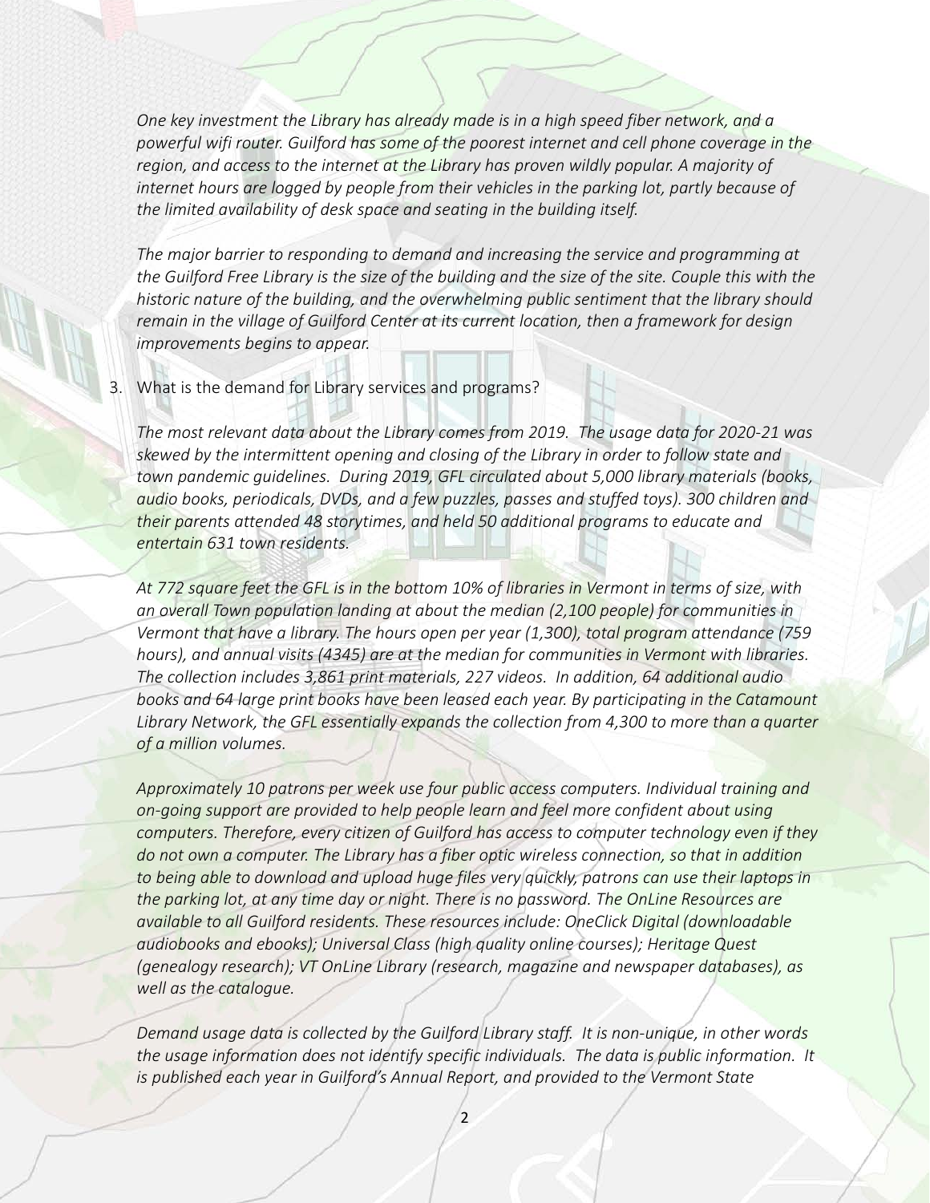*One key investment the Library has already made is in a high speed fiber network, and a powerful wifi router. Guilford has some of the poorest internet and cell phone coverage in the region, and access to the internet at the Library has proven wildly popular. A majority of internet hours are logged by people from their vehicles in the parking lot, partly because of the limited availability of desk space and seating in the building itself.*

*The major barrier to responding to demand and increasing the service and programming at the Guilford Free Library is the size of the building and the size of the site. Couple this with the historic nature of the building, and the overwhelming public sentiment that the library should remain in the village of Guilford Center at its current location, then a framework for design improvements begins to appear.*

3. What is the demand for Library services and programs?

   *The most relevant data about the Library comes from 2019. The usage data for 2020-21 was skewed by the intermittent opening and closing of the Library in order to follow state and town pandemic guidelines. During 2019, GFL circulated about 5,000 library materials (books, audio books, periodicals, DVDs, and a few puzzles, passes and stuffed toys). 300 children and their parents attended 48 storytimes, and held 50 additional programs to educate and entertain 631 town residents.*

   *At 772 square feet the GFL is in the bottom 10% of libraries in Vermont in terms of size, with an overall Town population landing at about the median (2,100 people) for communities in Vermont that have a library. The hours open per year (1,300), total program attendance (759 hours), and annual visits (4345) are at the median for communities in Vermont with libraries. The collection includes 3,861 print materials, 227 videos. In addition, 64 additional audio books and 64 large print books have been leased each year. By participating in the Catamount Library Network, the GFL essentially expands the collection from 4,300 to more than a quarter of a million volumes.*

   *Approximately 10 patrons per week use four public access computers. Individual training and on-going support are provided to help people learn and feel more confident about using computers. Therefore, every citizen of Guilford has access to computer technology even if they do not own a computer. The Library has a fiber optic wireless connection, so that in addition to being able to download and upload huge files very quickly, patrons can use their laptops in the parking lot, at any time day or night. There is no password. The OnLine Resources are available to all Guilford residents. These resources include: OneClick Digital (downloadable audiobooks and ebooks); Universal Class (high quality online courses); Heritage Quest (genealogy research); VT OnLine Library (research, magazine and newspaper databases), as well as the catalogue.*

   *Demand usage data is collected by the Guilford Library staff. It is non-unique, in other words the usage information does not identify specific individuals. The data is public information. It is published each year in Guilford's Annual Report, and provided to the Vermont State*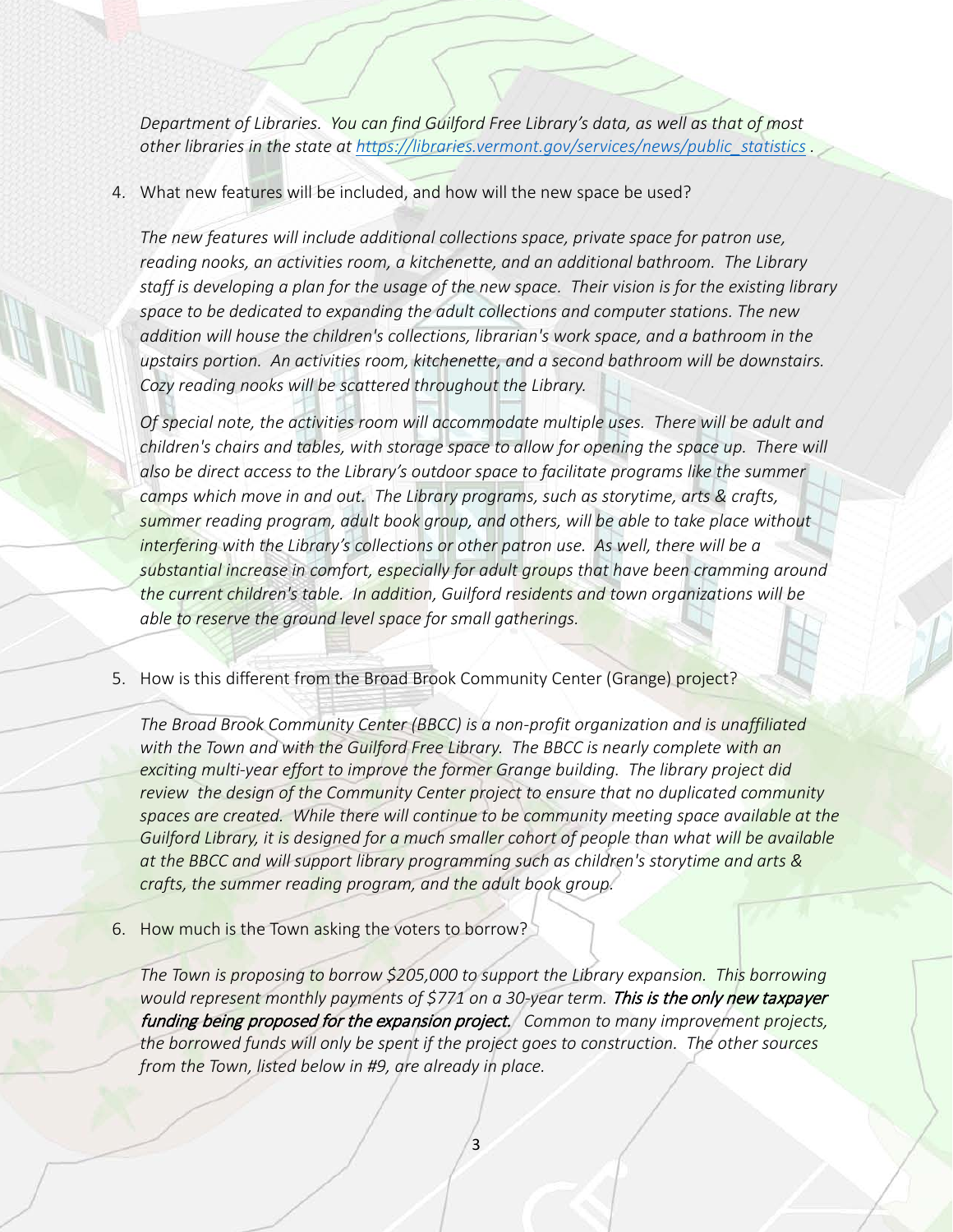*Department of Libraries. You can find Guilford Free Library's data, as well as that of most other libraries in the state at [https://libraries.vermont.gov/services/news/public_statistics](https://libraries.vermont.gov/services/news/public_statistics) .*

4. What new features will be included, and how will the new space be used?

   *The new features will include additional collections space, private space for patron use, reading nooks, an activities room, a kitchenette, and an additional bathroom. The Library staff is developing a plan for the usage of the new space. Their vision is for the existing library space to be dedicated to expanding the adult collections and computer stations. The new addition will house the children's collections, librarian's work space, and a bathroom in the upstairs portion. An activities room, kitchenette, and a second bathroom will be downstairs. Cozy reading nooks will be scattered throughout the Library.*

   *Of special note, the activities room will accommodate multiple uses. There will be adult and children's chairs and tables, with storage space to allow for opening the space up. There will also be direct access to the Library's outdoor space to facilitate programs like the summer camps which move in and out. The Library programs, such as storytime, arts & crafts, summer reading program, adult book group, and others, will be able to take place without interfering with the Library's collections or other patron use. As well, there will be a substantial increase in comfort, especially for adult groups that have been cramming around the current children's table. In addition, Guilford residents and town organizations will be able to reserve the ground level space for small gatherings.*

5. How is this different from the Broad Brook Community Center (Grange) project?

   *The Broad Brook Community Center (BBCC) is a non-profit organization and is unaffiliated with the Town and with the Guilford Free Library. The BBCC is nearly complete with an exciting multi-year effort to improve the former Grange building. The library project did review the design of the Community Center project to ensure that no duplicated community spaces are created. While there will continue to be community meeting space available at the Guilford Library, it is designed for a much smaller cohort of people than what will be available at the BBCC and will support library programming such as children's storytime and arts & crafts, the summer reading program, and the adult book group.*

6. How much is the Town asking the voters to borrow?

   *The Town is proposing to borrow $205,000 to support the Library expansion. This borrowing would represent monthly payments of $771 on a 30-year term.* ***This is the only new taxpayer funding being proposed for the expansion project.*** *Common to many improvement projects, the borrowed funds will only be spent if the project goes to construction. The other sources from the Town, listed below in #9, are already in place.*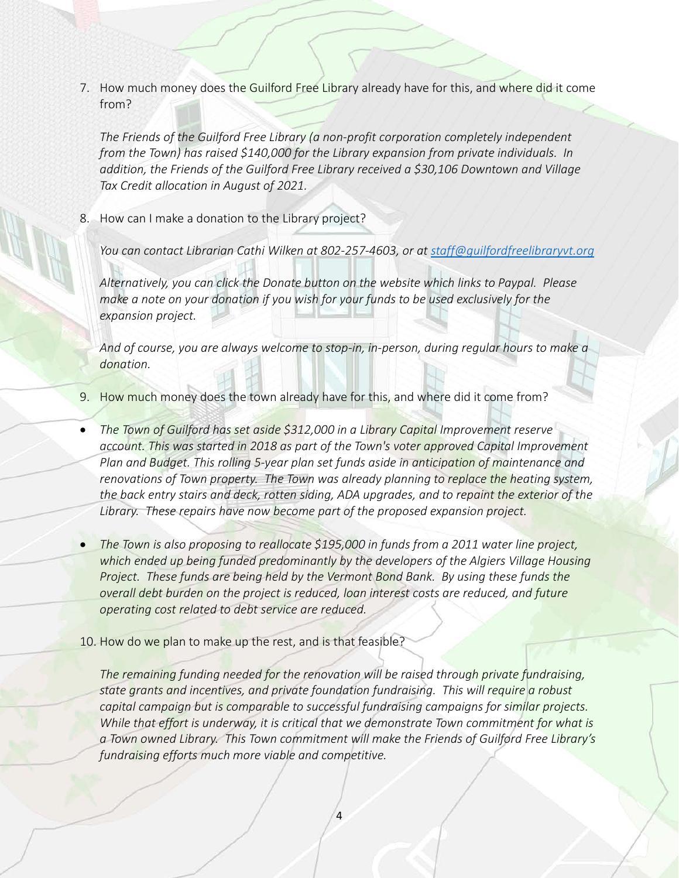7. How much money does the Guilford Free Library already have for this, and where did it come from?

   *The Friends of the Guilford Free Library (a non-profit corporation completely independent from the Town) has raised $140,000 for the Library expansion from private individuals. In addition, the Friends of the Guilford Free Library received a $30,106 Downtown and Village Tax Credit allocation in August of 2021.*

8. How can I make a donation to the Library project?

   *You can contact Librarian Cathi Wilken at 802-257-4603, or at [staff@guilfordfreelibraryvt.org](mailto:staff@guilfordfreelibraryvt.org)*

   *Alternatively, you can click the Donate button on the website which links to Paypal. Please make a note on your donation if you wish for your funds to be used exclusively for the expansion project.*

   *And of course, you are always welcome to stop-in, in-person, during regular hours to make a donation.*

9. How much money does the town already have for this, and where did it come from?

- *The Town of Guilford has set aside $312,000 in a Library Capital Improvement reserve account. This was started in 2018 as part of the Town's voter approved Capital Improvement Plan and Budget. This rolling 5-year plan set funds aside in anticipation of maintenance and renovations of Town property. The Town was already planning to replace the heating system, the back entry stairs and deck, rotten siding, ADA upgrades, and to repaint the exterior of the Library. These repairs have now become part of the proposed expansion project.*

- *The Town is also proposing to reallocate $195,000 in funds from a 2011 water line project, which ended up being funded predominantly by the developers of the Algiers Village Housing Project. These funds are being held by the Vermont Bond Bank. By using these funds the overall debt burden on the project is reduced, loan interest costs are reduced, and future operating cost related to debt service are reduced.*

10. How do we plan to make up the rest, and is that feasible?

    *The remaining funding needed for the renovation will be raised through private fundraising, state grants and incentives, and private foundation fundraising. This will require a robust capital campaign but is comparable to successful fundraising campaigns for similar projects. While that effort is underway, it is critical that we demonstrate Town commitment for what is a Town owned Library. This Town commitment will make the Friends of Guilford Free Library's fundraising efforts much more viable and competitive.*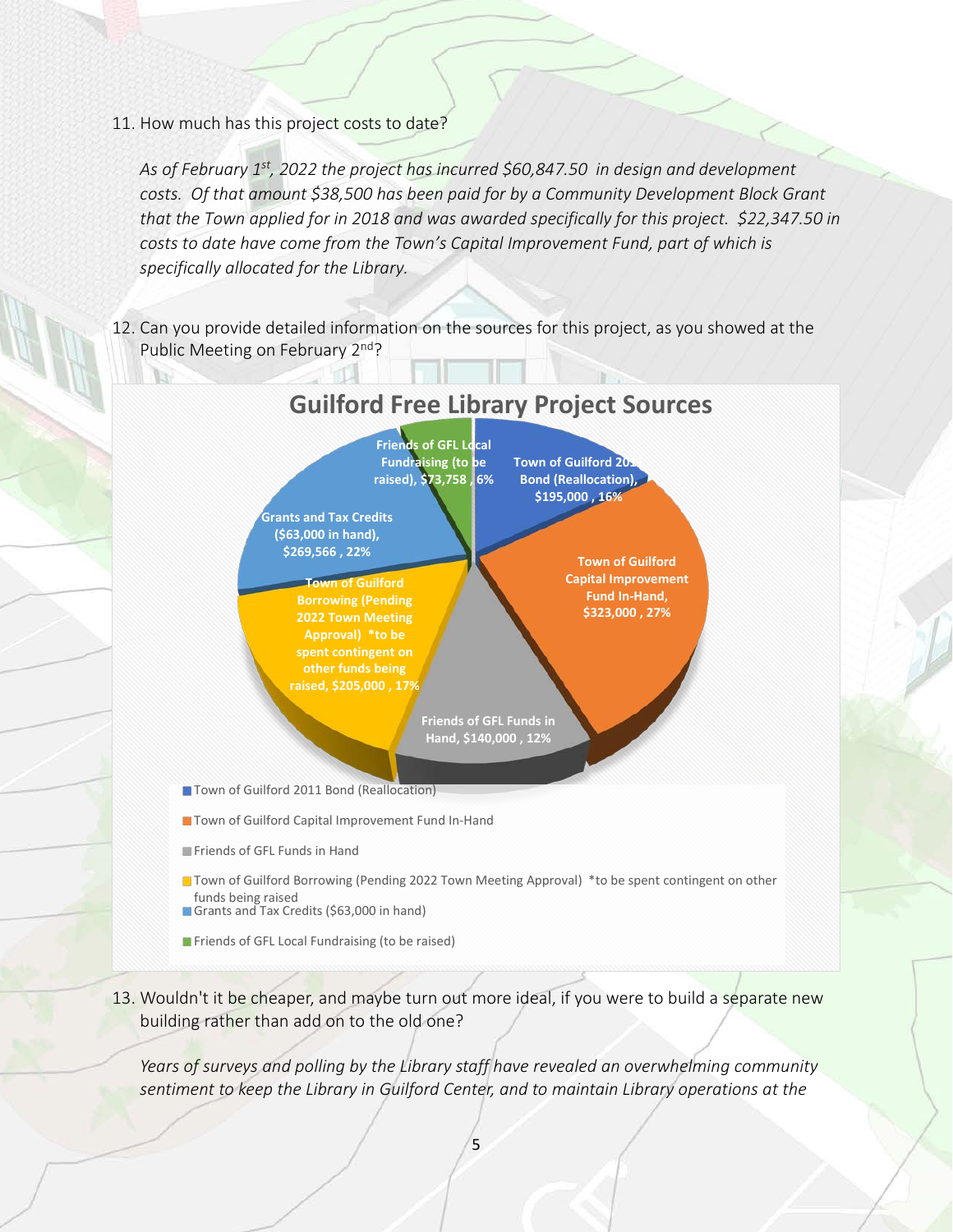11. How much has this project costs to date?

    *As of February 1st, 2022 the project has incurred $60,847.50 in design and development costs. Of that amount $38,500 has been paid for by a Community Development Block Grant that the Town applied for in 2018 and was awarded specifically for this project. $22,347.50 in costs to date have come from the Town's Capital Improvement Fund, part of which is specifically allocated for the Library.*

12. Can you provide detailed information on the sources for this project, as you showed at the Public Meeting on February 2nd?

**Guilford Free Library Project Sources**

| Source | Amount | Percent |
|---|---|---|
| Town of Guilford 2011 Bond (Reallocation) | $195,000 | 16% |
| Town of Guilford Capital Improvement Fund In-Hand | $323,000 | 27% |
| Friends of GFL Funds in Hand | $140,000 | 12% |
| Town of Guilford Borrowing (Pending 2022 Town Meeting Approval) *to be spent contingent on other funds being raised | $205,000 | 17% |
| Grants and Tax Credits ($63,000 in hand) | $269,566 | 22% |
| Friends of GFL Local Fundraising (to be raised) | $73,758 | 6% |

13. Wouldn't it be cheaper, and maybe turn out more ideal, if you were to build a separate new building rather than add on to the old one?

    *Years of surveys and polling by the Library staff have revealed an overwhelming community sentiment to keep the Library in Guilford Center, and to maintain Library operations at the*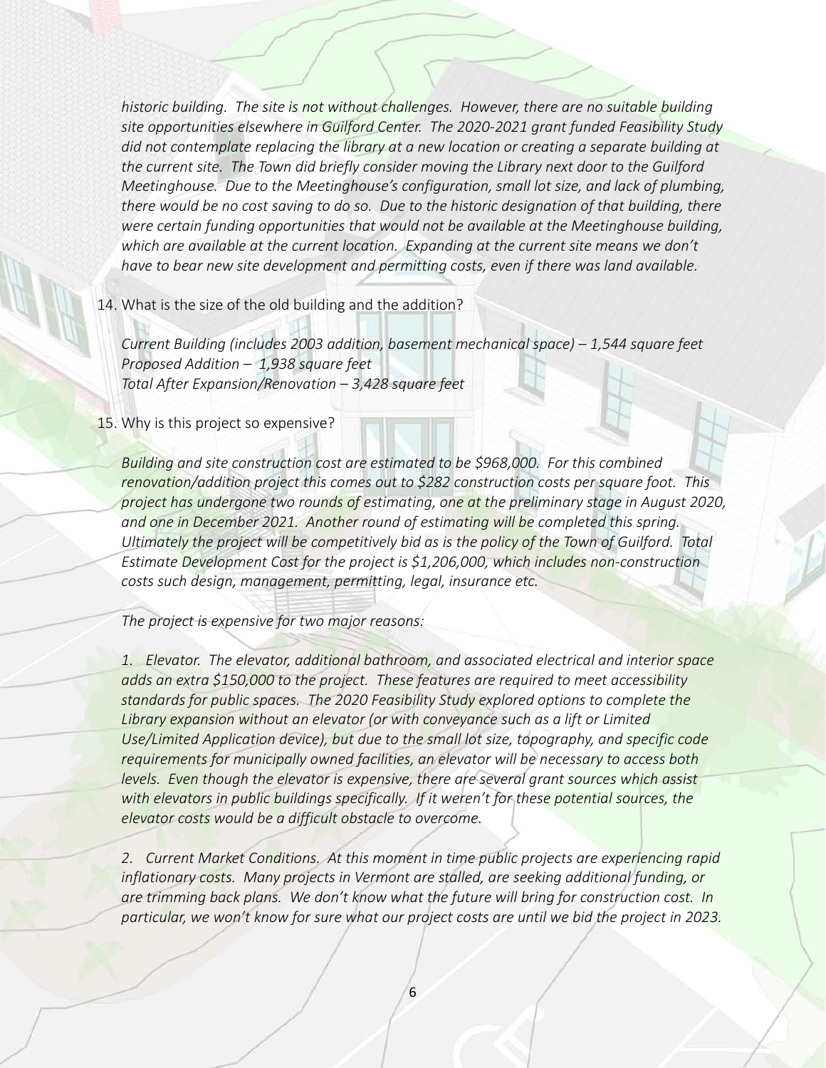*historic building. The site is not without challenges. However, there are no suitable building site opportunities elsewhere in Guilford Center. The 2020-2021 grant funded Feasibility Study did not contemplate replacing the library at a new location or creating a separate building at the current site. The Town did briefly consider moving the Library next door to the Guilford Meetinghouse. Due to the Meetinghouse's configuration, small lot size, and lack of plumbing, there would be no cost saving to do so. Due to the historic designation of that building, there were certain funding opportunities that would not be available at the Meetinghouse building, which are available at the current location. Expanding at the current site means we don't have to bear new site development and permitting costs, even if there was land available.*

14. What is the size of the old building and the addition?

*Current Building (includes 2003 addition, basement mechanical space) – 1,544 square feet*
*Proposed Addition – 1,938 square feet*
*Total After Expansion/Renovation – 3,428 square feet*

15. Why is this project so expensive?

*Building and site construction cost are estimated to be $968,000. For this combined renovation/addition project this comes out to $282 construction costs per square foot. This project has undergone two rounds of estimating, one at the preliminary stage in August 2020, and one in December 2021. Another round of estimating will be completed this spring. Ultimately the project will be competitively bid as is the policy of the Town of Guilford. Total Estimate Development Cost for the project is $1,206,000, which includes non-construction costs such design, management, permitting, legal, insurance etc.*

*The project is expensive for two major reasons:*

*1. Elevator. The elevator, additional bathroom, and associated electrical and interior space adds an extra $150,000 to the project. These features are required to meet accessibility standards for public spaces. The 2020 Feasibility Study explored options to complete the Library expansion without an elevator (or with conveyance such as a lift or Limited Use/Limited Application device), but due to the small lot size, topography, and specific code requirements for municipally owned facilities, an elevator will be necessary to access both levels. Even though the elevator is expensive, there are several grant sources which assist with elevators in public buildings specifically. If it weren't for these potential sources, the elevator costs would be a difficult obstacle to overcome.*

*2. Current Market Conditions. At this moment in time public projects are experiencing rapid inflationary costs. Many projects in Vermont are stalled, are seeking additional funding, or are trimming back plans. We don't know what the future will bring for construction cost. In particular, we won't know for sure what our project costs are until we bid the project in 2023.*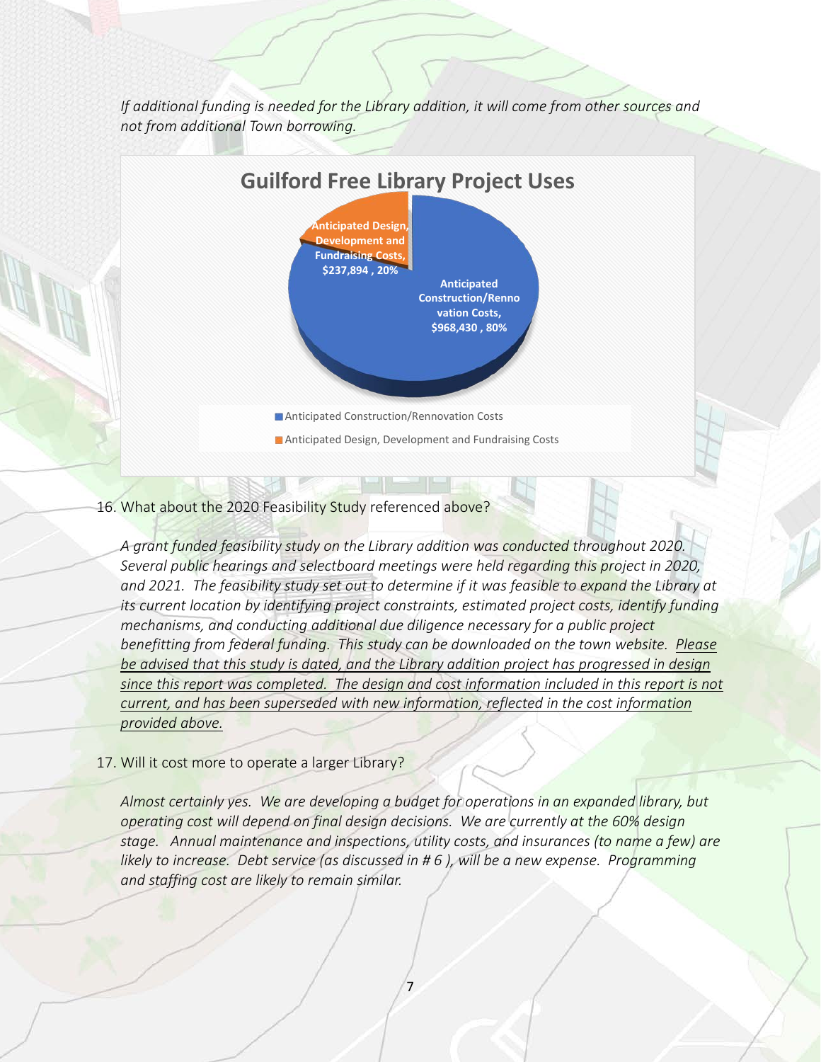*If additional funding is needed for the Library addition, it will come from other sources and not from additional Town borrowing.*

**Guilford Free Library Project Uses**

- Anticipated Construction/Rennovation Costs, $968,430 , 80%
- Anticipated Design, Development and Fundraising Costs, $237,894 , 20%

16. What about the 2020 Feasibility Study referenced above?

*A grant funded feasibility study on the Library addition was conducted throughout 2020. Several public hearings and selectboard meetings were held regarding this project in 2020, and 2021. The feasibility study set out to determine if it was feasible to expand the Library at its current location by identifying project constraints, estimated project costs, identify funding mechanisms, and conducting additional due diligence necessary for a public project benefitting from federal funding. This study can be downloaded on the town website. <u>Please be advised that this study is dated, and the Library addition project has progressed in design since this report was completed. The design and cost information included in this report is not current, and has been superseded with new information, reflected in the cost information provided above.</u>*

17. Will it cost more to operate a larger Library?

*Almost certainly yes. We are developing a budget for operations in an expanded library, but operating cost will depend on final design decisions. We are currently at the 60% design stage. Annual maintenance and inspections, utility costs, and insurances (to name a few) are likely to increase. Debt service (as discussed in # 6 ), will be a new expense. Programming and staffing cost are likely to remain similar.*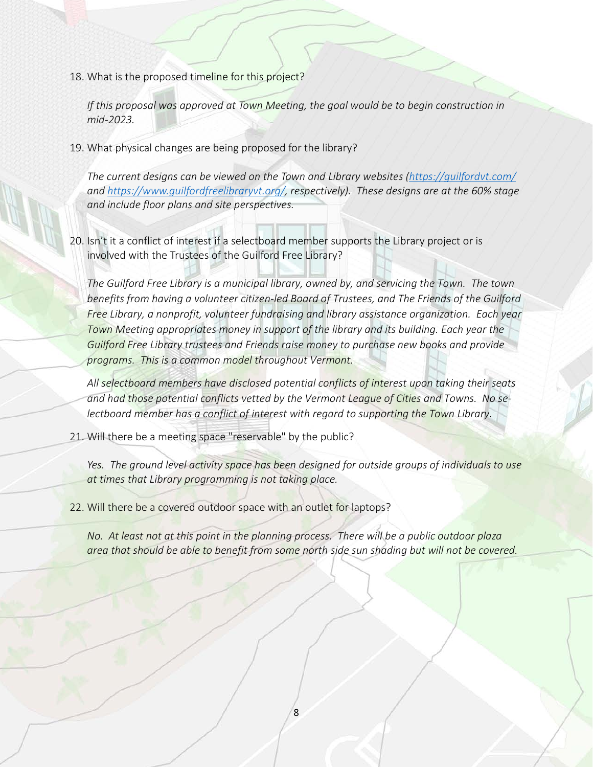18. What is the proposed timeline for this project?

    *If this proposal was approved at Town Meeting, the goal would be to begin construction in mid-2023.*

19. What physical changes are being proposed for the library?

    *The current designs can be viewed on the Town and Library websites ([https://guilfordvt.com/](https://guilfordvt.com/) and [https://www.guilfordfreelibraryvt.org/](https://www.guilfordfreelibraryvt.org/), respectively). These designs are at the 60% stage and include floor plans and site perspectives.*

20. Isn't it a conflict of interest if a selectboard member supports the Library project or is involved with the Trustees of the Guilford Free Library?

    *The Guilford Free Library is a municipal library, owned by, and servicing the Town. The town benefits from having a volunteer citizen-led Board of Trustees, and The Friends of the Guilford Free Library, a nonprofit, volunteer fundraising and library assistance organization. Each year Town Meeting appropriates money in support of the library and its building. Each year the Guilford Free Library trustees and Friends raise money to purchase new books and provide programs. This is a common model throughout Vermont.*

    *All selectboard members have disclosed potential conflicts of interest upon taking their seats and had those potential conflicts vetted by the Vermont League of Cities and Towns. No selectboard member has a conflict of interest with regard to supporting the Town Library.*

21. Will there be a meeting space "reservable" by the public?

    *Yes. The ground level activity space has been designed for outside groups of individuals to use at times that Library programming is not taking place.*

22. Will there be a covered outdoor space with an outlet for laptops?

    *No. At least not at this point in the planning process. There will be a public outdoor plaza area that should be able to benefit from some north side sun shading but will not be covered.*